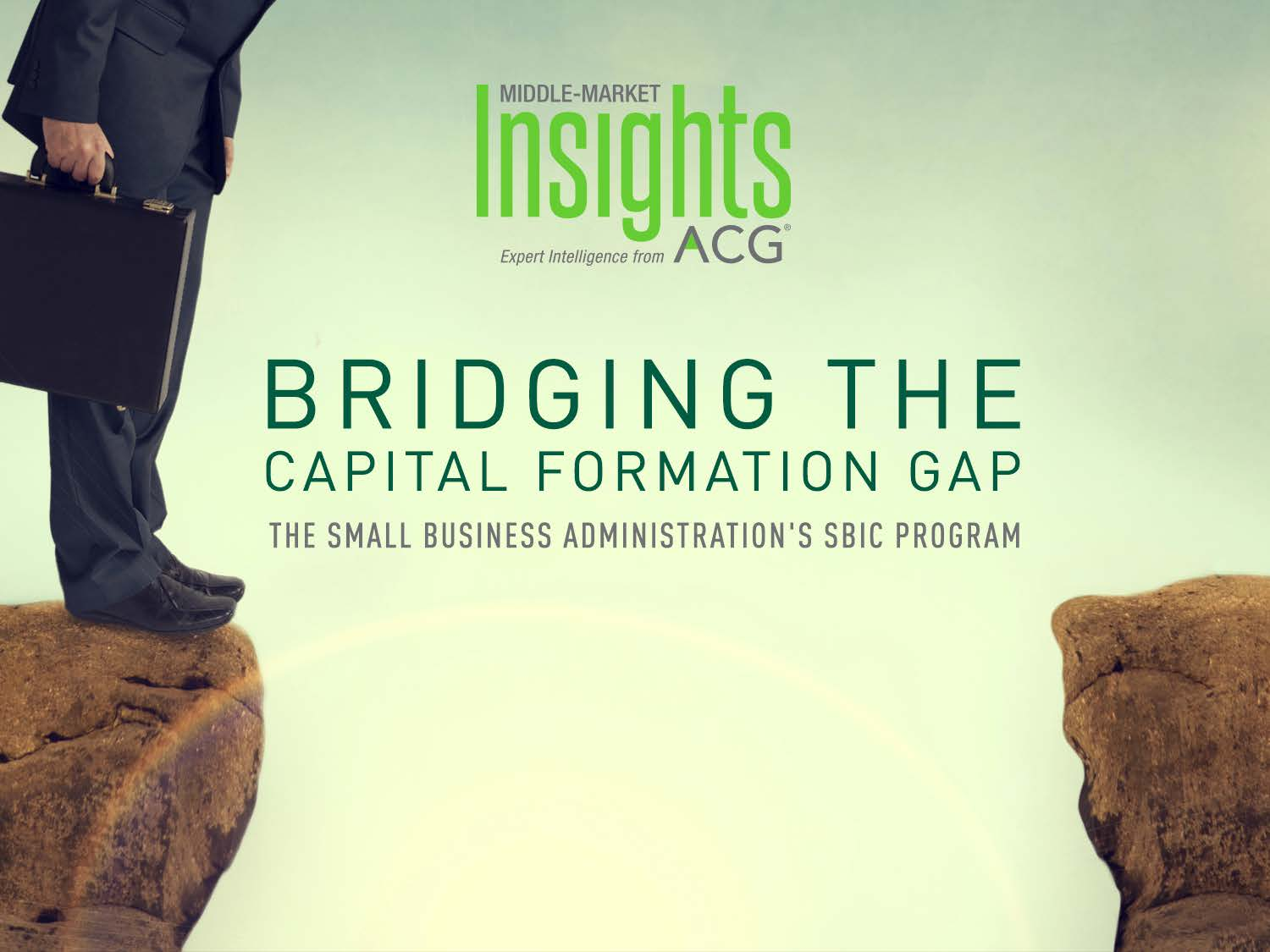MIDDLE-MARKET

# Insights

*Expert Intelligence from* ACG®

# BRIDGING THE CAPITAL FORMATION GAP

## THE SMALL BUSINESS ADMINISTRATION'S SBIC PROGRAM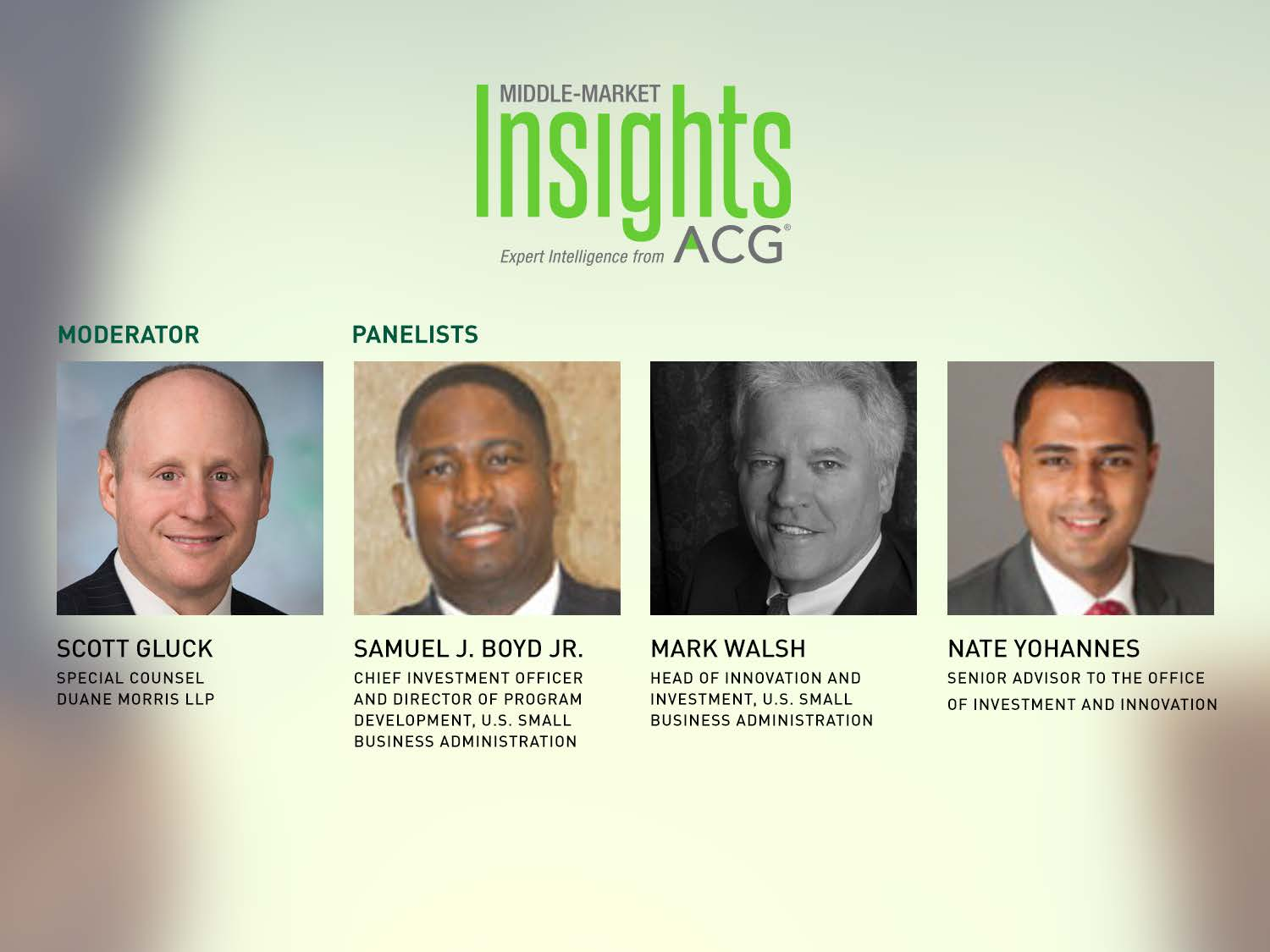MIDDLE-MARKET

# Insights

*Expert Intelligence from* ACG®

## MODERATOR

**SCOTT GLUCK**
SPECIAL COUNSEL
DUANE MORRIS LLP

## PANELISTS

**SAMUEL J. BOYD JR.**
CHIEF INVESTMENT OFFICER AND DIRECTOR OF PROGRAM DEVELOPMENT, U.S. SMALL BUSINESS ADMINISTRATION

**MARK WALSH**
HEAD OF INNOVATION AND INVESTMENT, U.S. SMALL BUSINESS ADMINISTRATION

**NATE YOHANNES**
SENIOR ADVISOR TO THE OFFICE OF INVESTMENT AND INNOVATION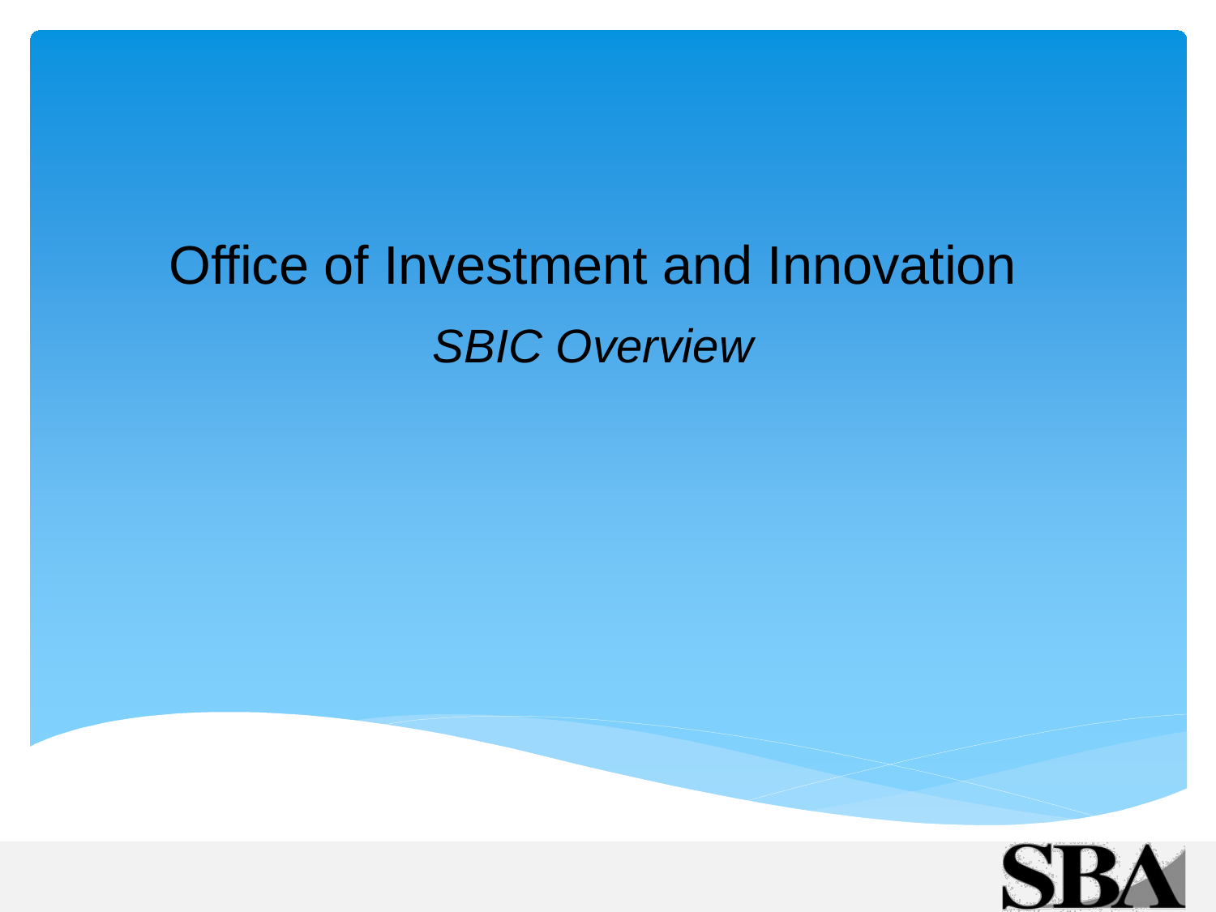# Office of Investment and Innovation

*SBIC Overview*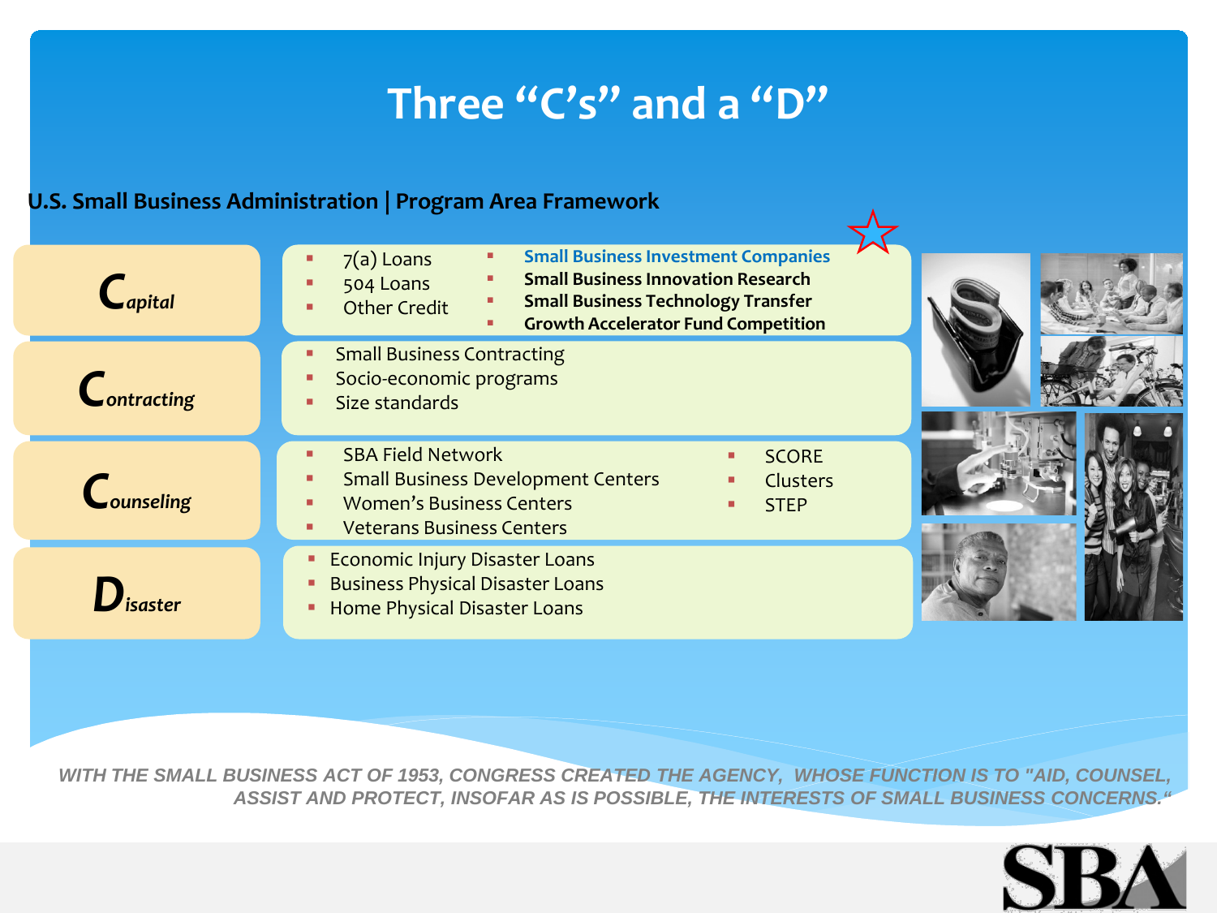# Three "C's" and a "D"

**U.S. Small Business Administration | Program Area Framework**

| | |
|---|---|
| ***C**apital* | 7(a) Loans; 504 Loans; Other Credit; Small Business Investment Companies; **Small Business Innovation Research**; **Small Business Technology Transfer**; **Growth Accelerator Fund Competition** |
| ***C**ontracting* | Small Business Contracting; Socio-economic programs; Size standards |
| ***C**ounseling* | SBA Field Network; Small Business Development Centers; Women's Business Centers; Veterans Business Centers; SCORE; Clusters; STEP |
| ***D**isaster* | Economic Injury Disaster Loans; Business Physical Disaster Loans; Home Physical Disaster Loans |

*WITH THE SMALL BUSINESS ACT OF 1953, CONGRESS CREATED THE AGENCY, WHOSE FUNCTION IS TO "AID, COUNSEL, ASSIST AND PROTECT, INSOFAR AS IS POSSIBLE, THE INTERESTS OF SMALL BUSINESS CONCERNS."*

SBA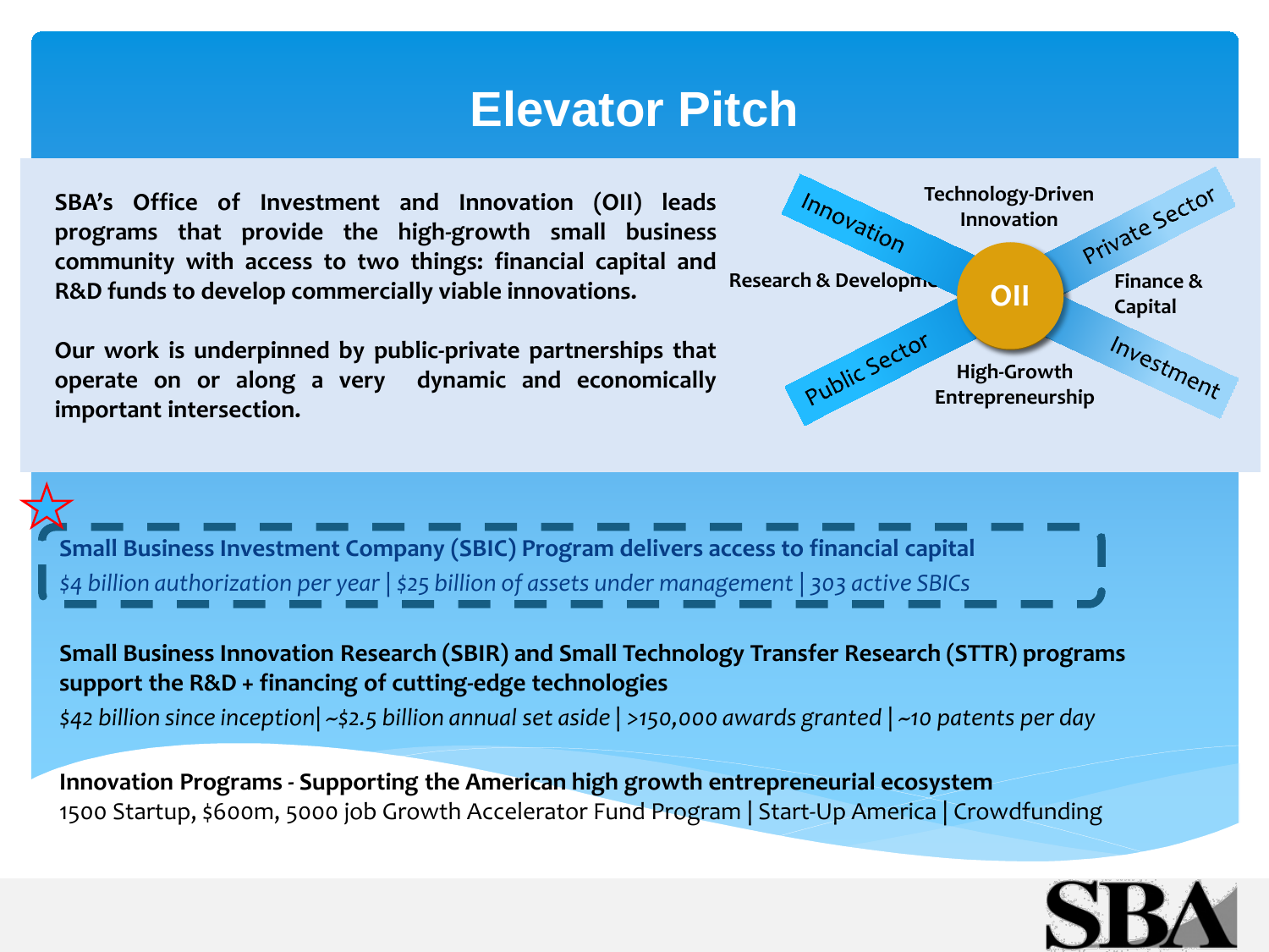# Elevator Pitch

**SBA's Office of Investment and Innovation (OII) leads programs that provide the high-growth small business community with access to two things: financial capital and R&D funds to develop commercially viable innovations.**

**Our work is underpinned by public-private partnerships that operate on or along a very dynamic and economically important intersection.**

Innovation | Technology-Driven Innovation | Private Sector | Research & Development | OII | Finance & Capital | Public Sector | High-Growth Entrepreneurship | Investment

**Small Business Investment Company (SBIC) Program delivers access to financial capital**

*$4 billion authorization per year | $25 billion of assets under management | 303 active SBICs*

**Small Business Innovation Research (SBIR) and Small Technology Transfer Research (STTR) programs support the R&D + financing of cutting-edge technologies**

*$42 billion since inception| ~$2.5 billion annual set aside | >150,000 awards granted | ~10 patents per day*

**Innovation Programs - Supporting the American high growth entrepreneurial ecosystem**

1500 Startup, $600m, 5000 job Growth Accelerator Fund Program | Start-Up America | Crowdfunding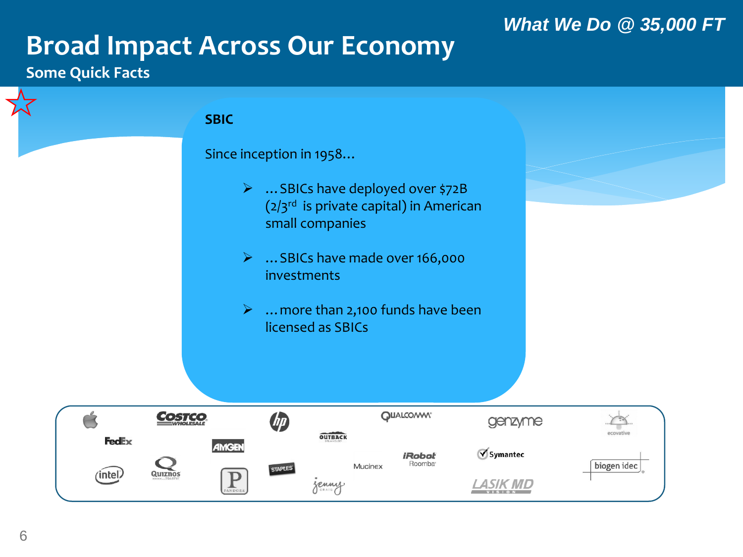# Broad Impact Across Our Economy

## Some Quick Facts

*What We Do @ 35,000 FT*

**SBIC**

Since inception in 1958…

- …SBICs have deployed over $72B (2/3$^{rd}$ is private capital) in American small companies
- …SBICs have made over 166,000 investments
- …more than 2,100 funds have been licensed as SBICs

Costco Wholesale, hp, Qualcomm, genzyme, ecovative, FedEx, AMGEN, Outback Steakhouse, iRobot Roomba, Symantec, biogen idec, intel, Quiznos, Pandora, Staples, Mucinex, Jenny Craig, LASIK MD Vision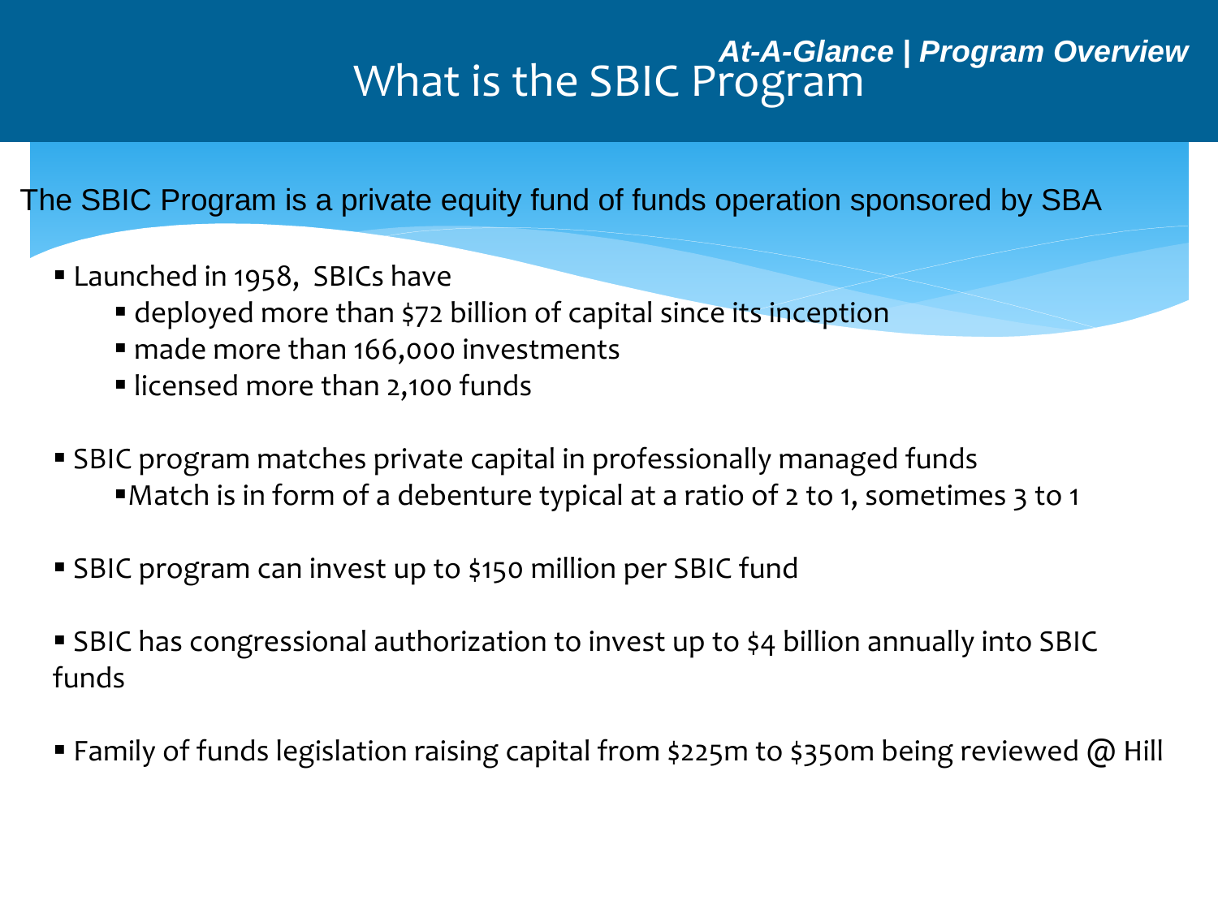*At-A-Glance | Program Overview*

# What is the SBIC Program

The SBIC Program is a private equity fund of funds operation sponsored by SBA

- Launched in 1958, SBICs have
  - deployed more than $72 billion of capital since its inception
  - made more than 166,000 investments
  - licensed more than 2,100 funds

- SBIC program matches private capital in professionally managed funds
  - Match is in form of a debenture typical at a ratio of 2 to 1, sometimes 3 to 1

- SBIC program can invest up to $150 million per SBIC fund

- SBIC has congressional authorization to invest up to $4 billion annually into SBIC funds

- Family of funds legislation raising capital from $225m to $350m being reviewed @ Hill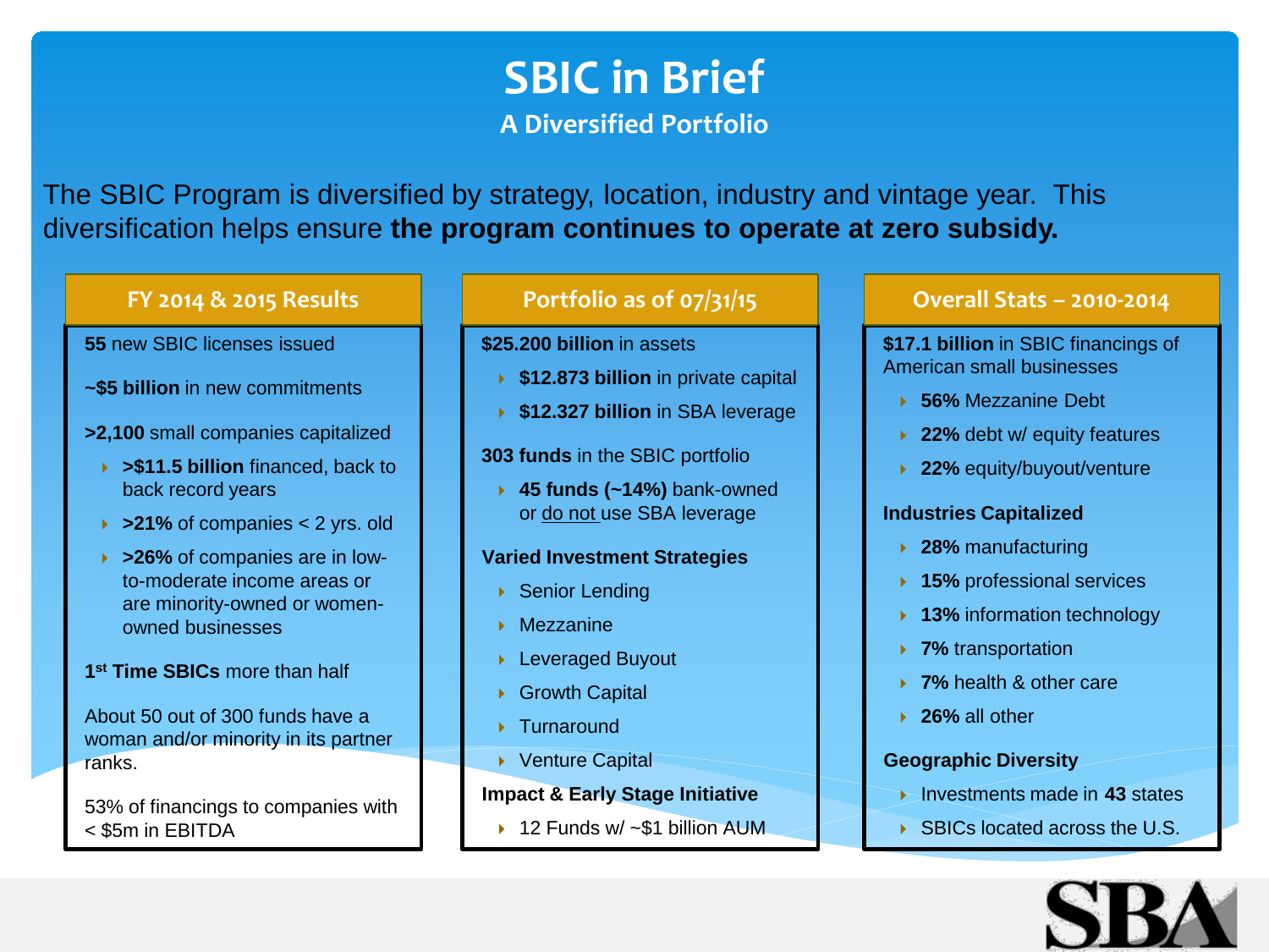# SBIC in Brief

## A Diversified Portfolio

The SBIC Program is diversified by strategy, location, industry and vintage year. This diversification helps ensure **the program continues to operate at zero subsidy.**

### FY 2014 & 2015 Results

**55** new SBIC licenses issued

**~$5 billion** in new commitments

**>2,100** small companies capitalized

- **>$11.5 billion** financed, back to back record years
- **>21%** of companies < 2 yrs. old
- **>26%** of companies are in low-to-moderate income areas or are minority-owned or women-owned businesses

**1st Time SBICs** more than half

About 50 out of 300 funds have a woman and/or minority in its partner ranks.

53% of financings to companies with < $5m in EBITDA

### Portfolio as of 07/31/15

**$25.200 billion** in assets

- **$12.873 billion** in private capital
- **$12.327 billion** in SBA leverage

**303 funds** in the SBIC portfolio

- **45 funds (~14%)** bank-owned or do not use SBA leverage

**Varied Investment Strategies**

- Senior Lending
- Mezzanine
- Leveraged Buyout
- Growth Capital
- Turnaround
- Venture Capital

**Impact & Early Stage Initiative**

- 12 Funds w/ ~$1 billion AUM

### Overall Stats – 2010-2014

**$17.1 billion** in SBIC financings of American small businesses

- **56%** Mezzanine Debt
- **22%** debt w/ equity features
- **22%** equity/buyout/venture

**Industries Capitalized**

- **28%** manufacturing
- **15%** professional services
- **13%** information technology
- **7%** transportation
- **7%** health & other care
- **26%** all other

**Geographic Diversity**

- Investments made in **43** states
- SBICs located across the U.S.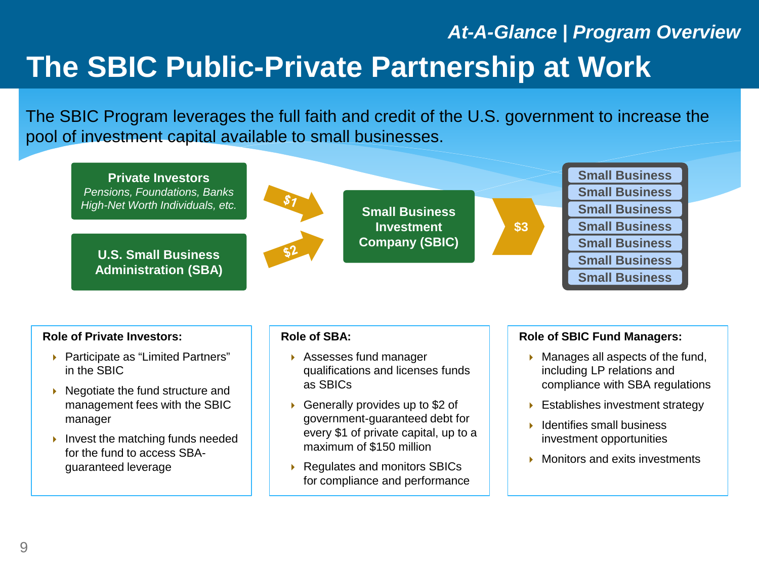*At-A-Glance | Program Overview*

# The SBIC Public-Private Partnership at Work

The SBIC Program leverages the full faith and credit of the U.S. government to increase the pool of investment capital available to small businesses.

**Private Investors**
*Pensions, Foundations, Banks*
*High-Net Worth Individuals, etc.*

$1

**U.S. Small Business Administration (SBA)**

$2

**Small Business Investment Company (SBIC)**

$3

- Small Business
- Small Business
- Small Business
- Small Business
- Small Business
- Small Business
- Small Business

**Role of Private Investors:**

- Participate as "Limited Partners" in the SBIC
- Negotiate the fund structure and management fees with the SBIC manager
- Invest the matching funds needed for the fund to access SBA-guaranteed leverage

**Role of SBA:**

- Assesses fund manager qualifications and licenses funds as SBICs
- Generally provides up to $2 of government-guaranteed debt for every $1 of private capital, up to a maximum of $150 million
- Regulates and monitors SBICs for compliance and performance

**Role of SBIC Fund Managers:**

- Manages all aspects of the fund, including LP relations and compliance with SBA regulations
- Establishes investment strategy
- Identifies small business investment opportunities
- Monitors and exits investments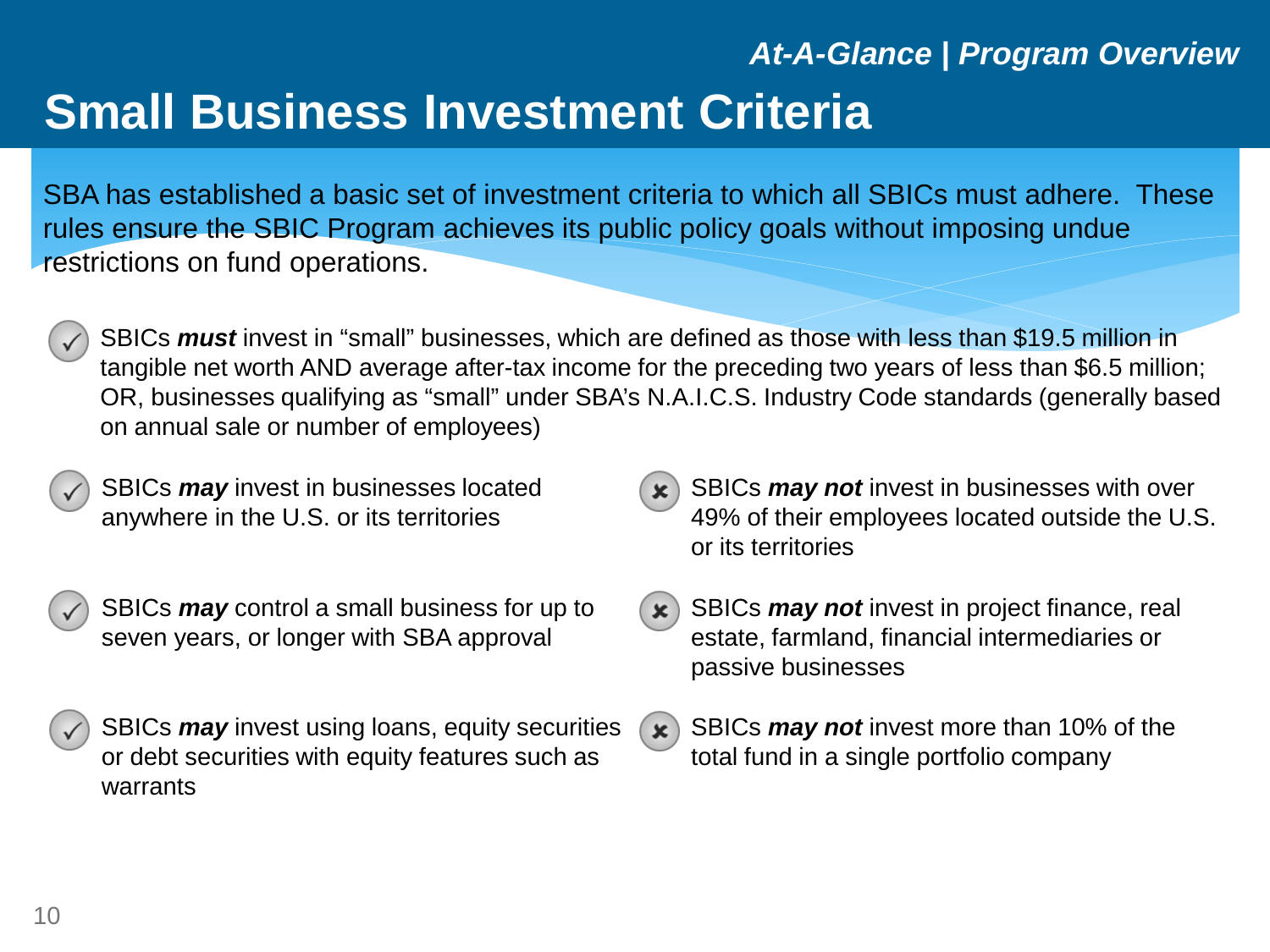*At-A-Glance | Program Overview*

# Small Business Investment Criteria

SBA has established a basic set of investment criteria to which all SBICs must adhere. These rules ensure the SBIC Program achieves its public policy goals without imposing undue restrictions on fund operations.

- ✓ SBICs ***must*** invest in "small" businesses, which are defined as those with less than $19.5 million in tangible net worth AND average after-tax income for the preceding two years of less than $6.5 million; OR, businesses qualifying as "small" under SBA's N.A.I.C.S. Industry Code standards (generally based on annual sale or number of employees)

- ✓ SBICs ***may*** invest in businesses located anywhere in the U.S. or its territories
- ✓ SBICs ***may*** control a small business for up to seven years, or longer with SBA approval
- ✓ SBICs ***may*** invest using loans, equity securities or debt securities with equity features such as warrants

- ✗ SBICs ***may not*** invest in businesses with over 49% of their employees located outside the U.S. or its territories
- ✗ SBICs ***may not*** invest in project finance, real estate, farmland, financial intermediaries or passive businesses
- ✗ SBICs ***may not*** invest more than 10% of the total fund in a single portfolio company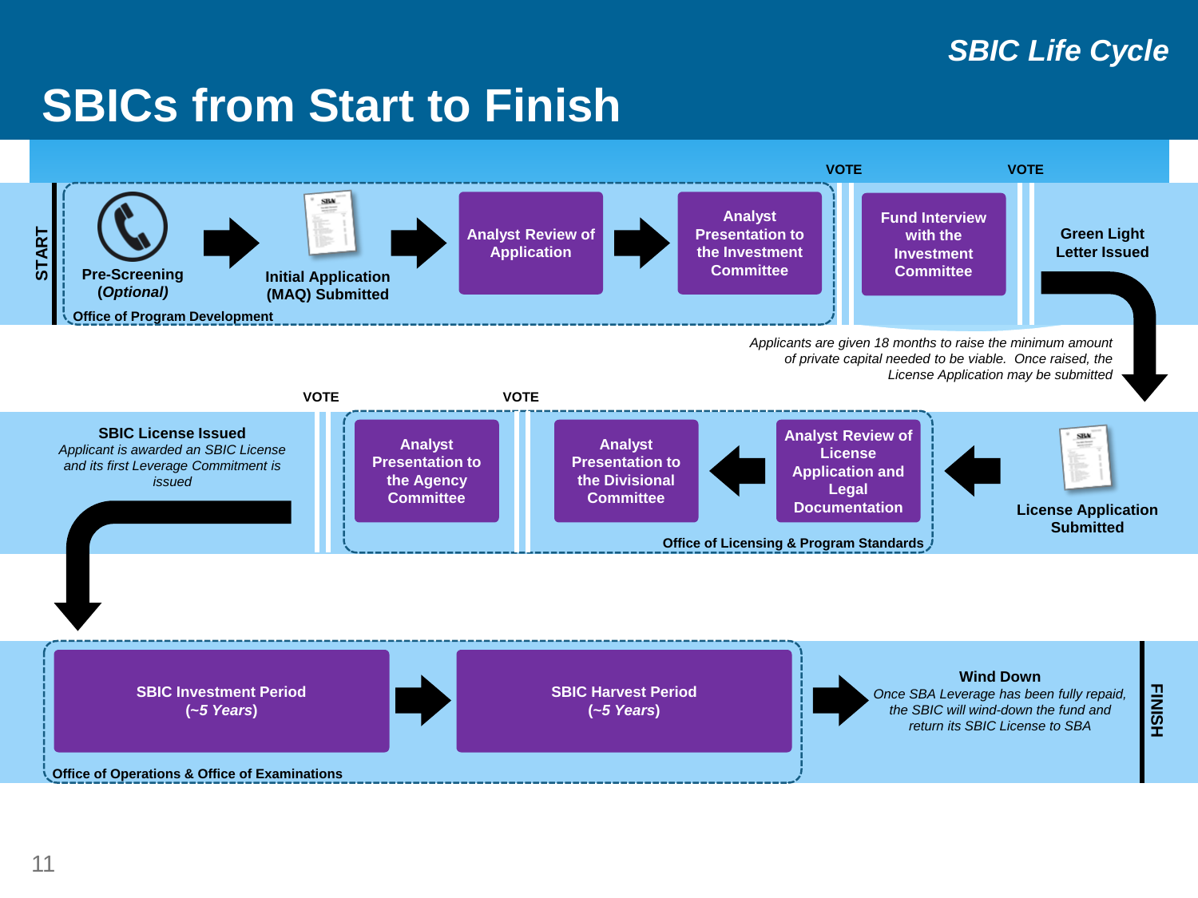SBIC Life Cycle

# SBICs from Start to Finish

START

**Office of Program Development**

- **Pre-Screening (*Optional*)**
- **Initial Application (MAQ) Submitted**
- **Analyst Review of Application**
- **Analyst Presentation to the Investment Committee**

VOTE

- **Fund Interview with the Investment Committee**

VOTE

- **Green Light Letter Issued**

*Applicants are given 18 months to raise the minimum amount of private capital needed to be viable. Once raised, the License Application may be submitted*

**Office of Licensing & Program Standards**

- **License Application Submitted**
- **Analyst Review of License Application and Legal Documentation**
- **Analyst Presentation to the Divisional Committee**

VOTE

- **Analyst Presentation to the Agency Committee**

VOTE

- **SBIC License Issued**
  *Applicant is awarded an SBIC License and its first Leverage Commitment is issued*

**Office of Operations & Office of Examinations**

- **SBIC Investment Period (*~5 Years*)**
- **SBIC Harvest Period (*~5 Years*)**
- **Wind Down**
  *Once SBA Leverage has been fully repaid, the SBIC will wind-down the fund and return its SBIC License to SBA*

FINISH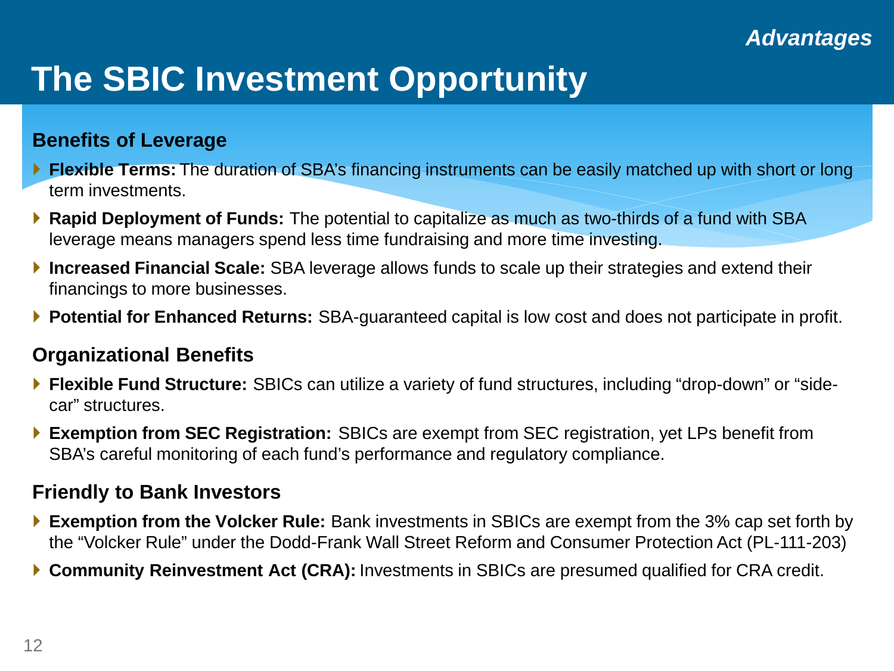*Advantages*

# The SBIC Investment Opportunity

## Benefits of Leverage

- **Flexible Terms:** The duration of SBA's financing instruments can be easily matched up with short or long term investments.
- **Rapid Deployment of Funds:** The potential to capitalize as much as two-thirds of a fund with SBA leverage means managers spend less time fundraising and more time investing.
- **Increased Financial Scale:** SBA leverage allows funds to scale up their strategies and extend their financings to more businesses.
- **Potential for Enhanced Returns:** SBA-guaranteed capital is low cost and does not participate in profit.

## Organizational Benefits

- **Flexible Fund Structure:** SBICs can utilize a variety of fund structures, including "drop-down" or "side-car" structures.
- **Exemption from SEC Registration:** SBICs are exempt from SEC registration, yet LPs benefit from SBA's careful monitoring of each fund's performance and regulatory compliance.

## Friendly to Bank Investors

- **Exemption from the Volcker Rule:** Bank investments in SBICs are exempt from the 3% cap set forth by the "Volcker Rule" under the Dodd-Frank Wall Street Reform and Consumer Protection Act (PL-111-203)
- **Community Reinvestment Act (CRA):** Investments in SBICs are presumed qualified for CRA credit.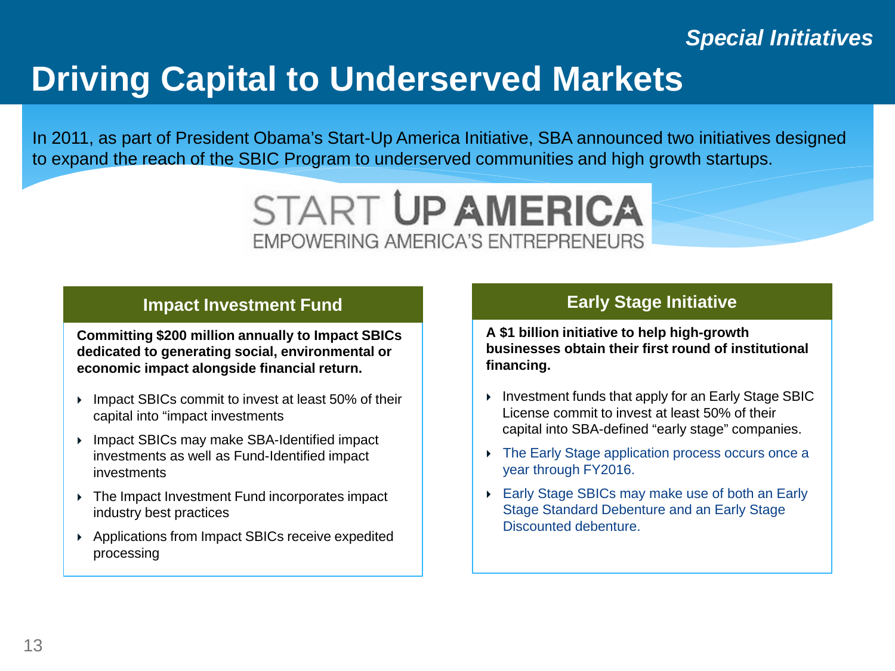*Special Initiatives*

# Driving Capital to Underserved Markets

In 2011, as part of President Obama's Start-Up America Initiative, SBA announced two initiatives designed to expand the reach of the SBIC Program to underserved communities and high growth startups.

START UP AMERICA
EMPOWERING AMERICA'S ENTREPRENEURS

## Impact Investment Fund

**Committing $200 million annually to Impact SBICs dedicated to generating social, environmental or economic impact alongside financial return.**

- Impact SBICs commit to invest at least 50% of their capital into "impact investments
- Impact SBICs may make SBA-Identified impact investments as well as Fund-Identified impact investments
- The Impact Investment Fund incorporates impact industry best practices
- Applications from Impact SBICs receive expedited processing

## Early Stage Initiative

**A $1 billion initiative to help high-growth businesses obtain their first round of institutional financing.**

- Investment funds that apply for an Early Stage SBIC License commit to invest at least 50% of their capital into SBA-defined "early stage" companies.
- The Early Stage application process occurs once a year through FY2016.
- Early Stage SBICs may make use of both an Early Stage Standard Debenture and an Early Stage Discounted debenture.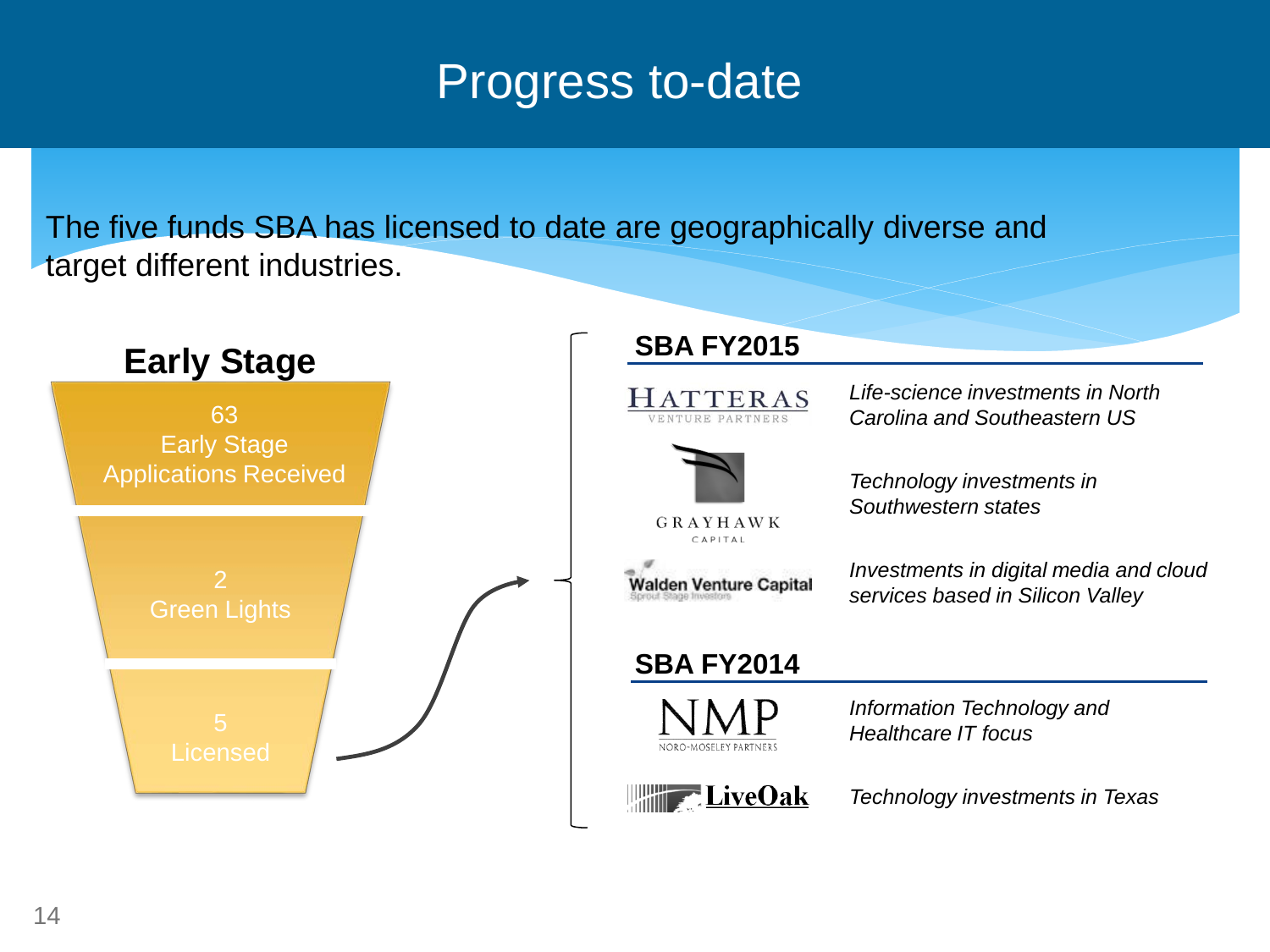# Progress to-date

The five funds SBA has licensed to date are geographically diverse and target different industries.

## Early Stage

- 63 Early Stage Applications Received
- 2 Green Lights
- 5 Licensed

### SBA FY2015

| Fund | Focus |
| --- | --- |
| HATTERAS VENTURE PARTNERS | *Life-science investments in North Carolina and Southeastern US* |
| GRAYHAWK CAPITAL | *Technology investments in Southwestern states* |
| Walden Venture Capital (Sprout Stage Investors) | *Investments in digital media and cloud services based in Silicon Valley* |

### SBA FY2014

| Fund | Focus |
| --- | --- |
| NMP NORO-MOSELEY PARTNERS | *Information Technology and Healthcare IT focus* |
| LiveOak | *Technology investments in Texas* |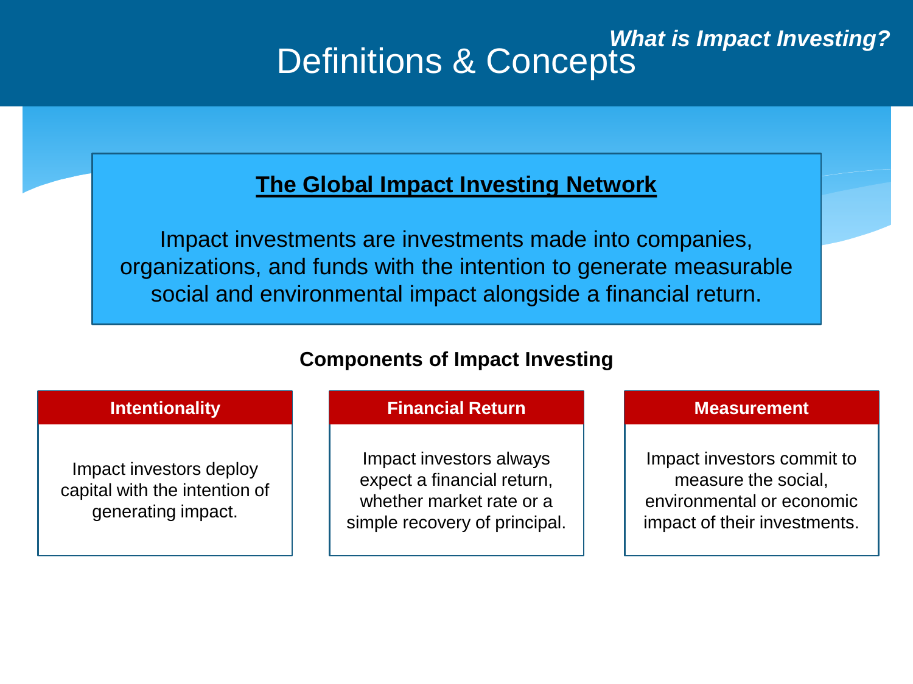*What is Impact Investing?*

# Definitions & Concepts

## The Global Impact Investing Network

Impact investments are investments made into companies, organizations, and funds with the intention to generate measurable social and environmental impact alongside a financial return.

### Components of Impact Investing

| Intentionality | Financial Return | Measurement |
| --- | --- | --- |
| Impact investors deploy capital with the intention of generating impact. | Impact investors always expect a financial return, whether market rate or a simple recovery of principal. | Impact investors commit to measure the social, environmental or economic impact of their investments. |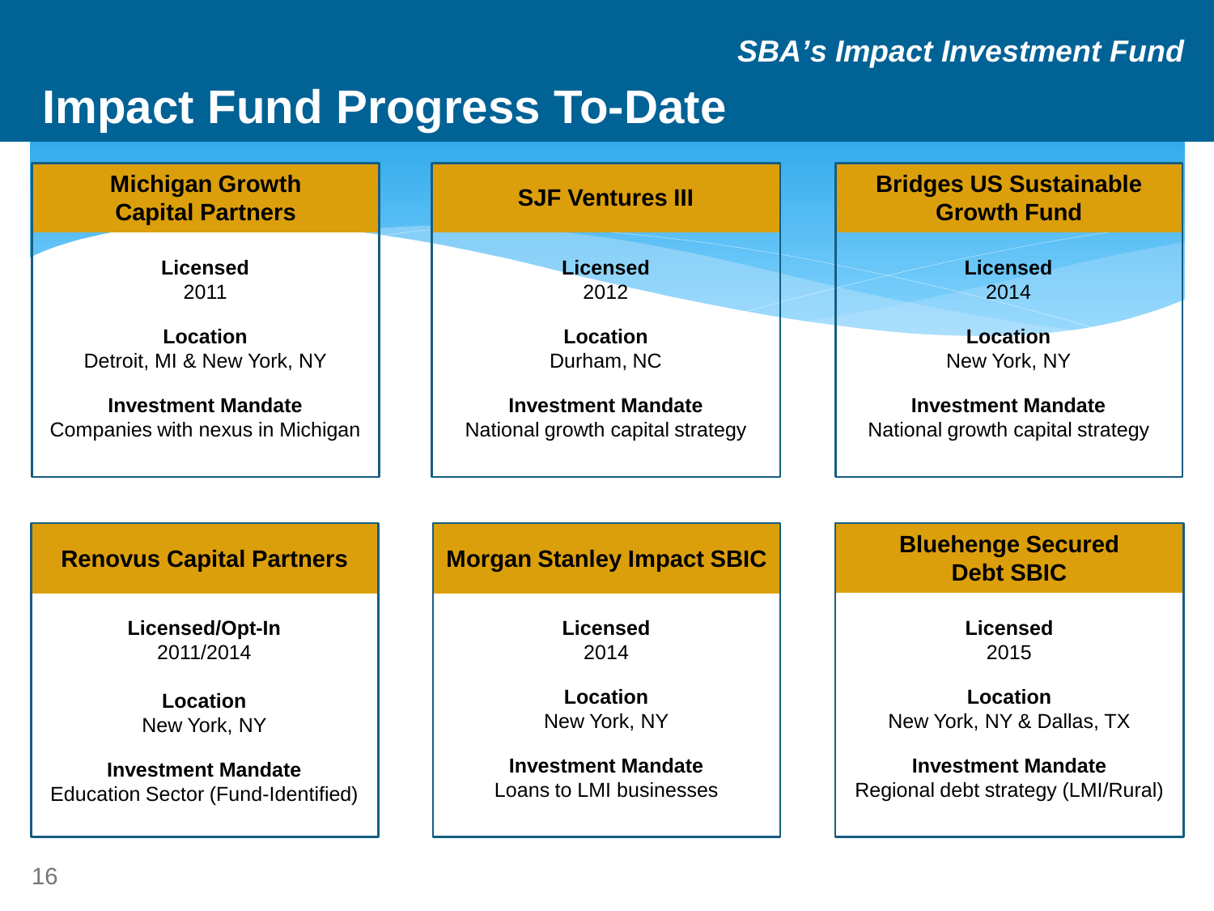*SBA's Impact Investment Fund*

# Impact Fund Progress To-Date

### Michigan Growth Capital Partners

**Licensed**
2011

**Location**
Detroit, MI & New York, NY

**Investment Mandate**
Companies with nexus in Michigan

### SJF Ventures III

**Licensed**
2012

**Location**
Durham, NC

**Investment Mandate**
National growth capital strategy

### Bridges US Sustainable Growth Fund

**Licensed**
2014

**Location**
New York, NY

**Investment Mandate**
National growth capital strategy

### Renovus Capital Partners

**Licensed/Opt-In**
2011/2014

**Location**
New York, NY

**Investment Mandate**
Education Sector (Fund-Identified)

### Morgan Stanley Impact SBIC

**Licensed**
2014

**Location**
New York, NY

**Investment Mandate**
Loans to LMI businesses

### Bluehenge Secured Debt SBIC

**Licensed**
2015

**Location**
New York, NY & Dallas, TX

**Investment Mandate**
Regional debt strategy (LMI/Rural)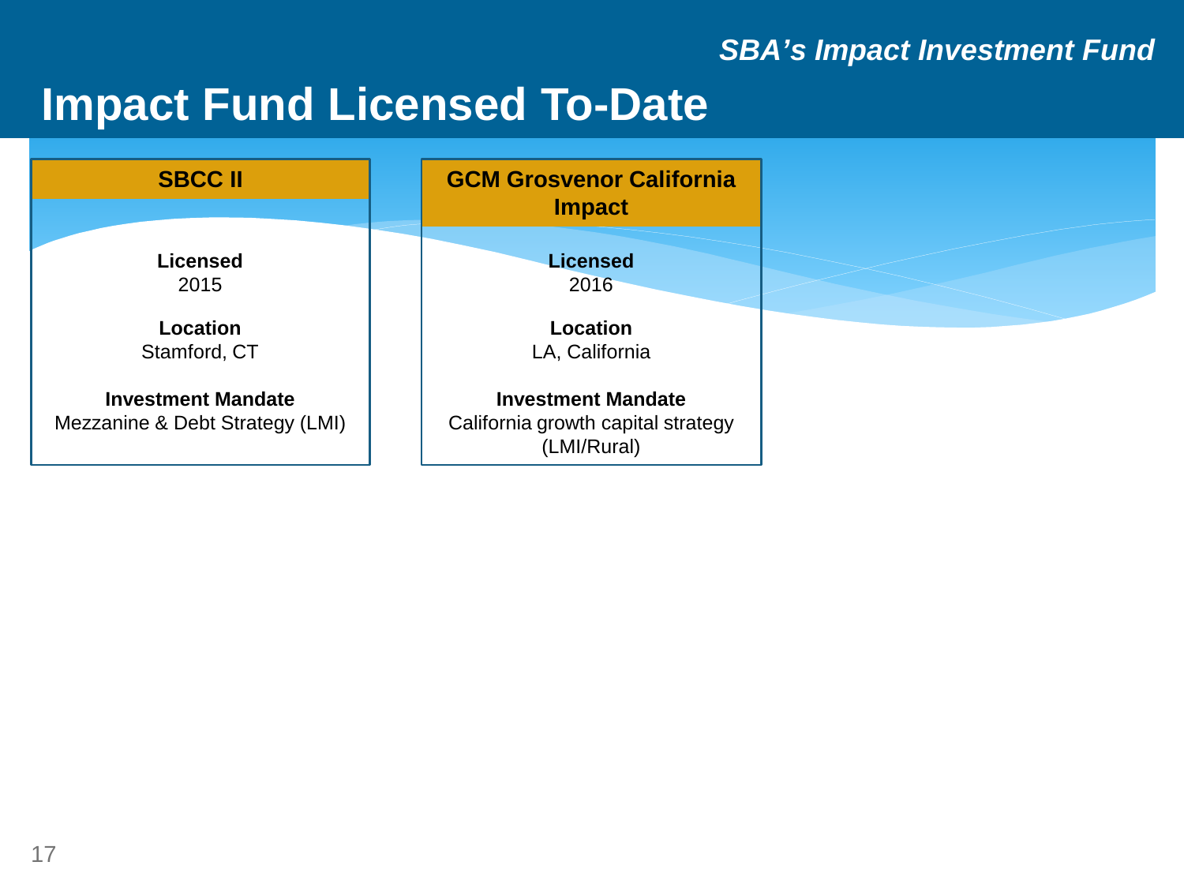# Impact Fund Licensed To-Date

### SBCC II

**Licensed**
2015

**Location**
Stamford, CT

**Investment Mandate**
Mezzanine & Debt Strategy (LMI)

### GCM Grosvenor California Impact

**Licensed**
2016

**Location**
LA, California

**Investment Mandate**
California growth capital strategy (LMI/Rural)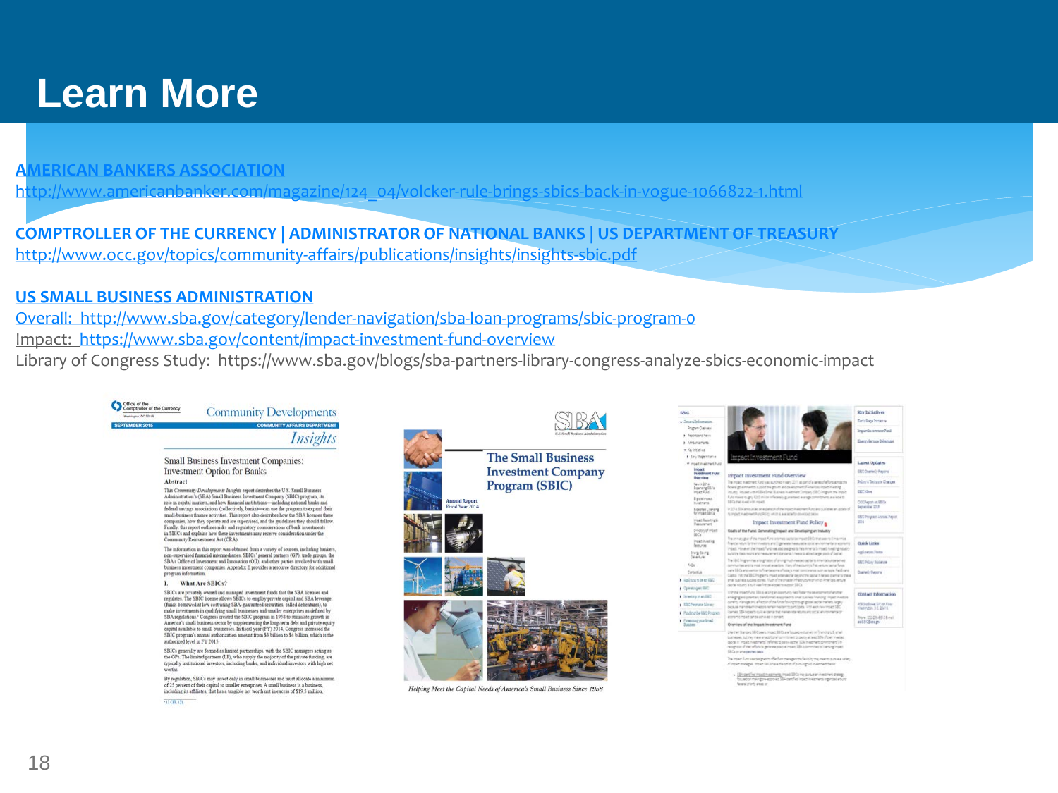# Learn More

**AMERICAN BANKERS ASSOCIATION**
http://www.americanbanker.com/magazine/124_04/volcker-rule-brings-sbics-back-in-vogue-1066822-1.html

**COMPTROLLER OF THE CURRENCY | ADMINISTRATOR OF NATIONAL BANKS | US DEPARTMENT OF TREASURY**
http://www.occ.gov/topics/community-affairs/publications/insights/insights-sbic.pdf

**US SMALL BUSINESS ADMINISTRATION**
Overall: http://www.sba.gov/category/lender-navigation/sba-loan-programs/sbic-program-0
Impact: https://www.sba.gov/content/impact-investment-fund-overview
Library of Congress Study: https://www.sba.gov/blogs/sba-partners-library-congress-analyze-sbics-economic-impact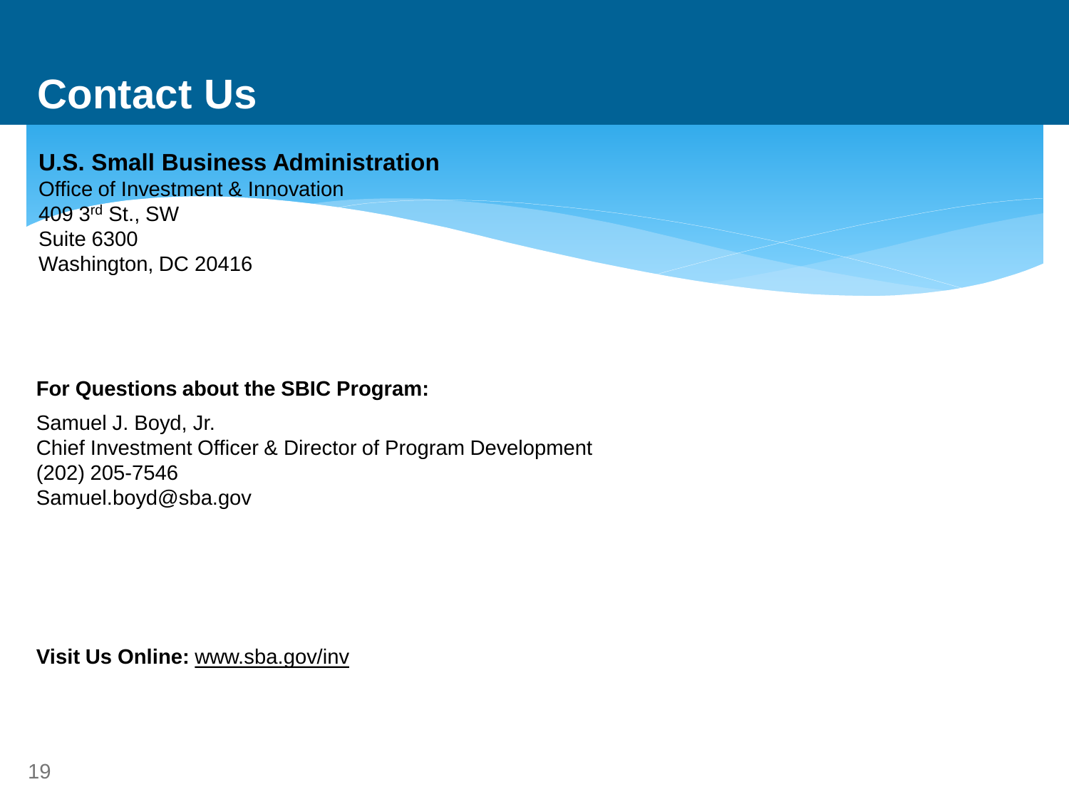# Contact Us

**U.S. Small Business Administration**
Office of Investment & Innovation
409 3rd St., SW
Suite 6300
Washington, DC 20416

**For Questions about the SBIC Program:**

Samuel J. Boyd, Jr.
Chief Investment Officer & Director of Program Development
(202) 205-7546
Samuel.boyd@sba.gov

**Visit Us Online:** www.sba.gov/inv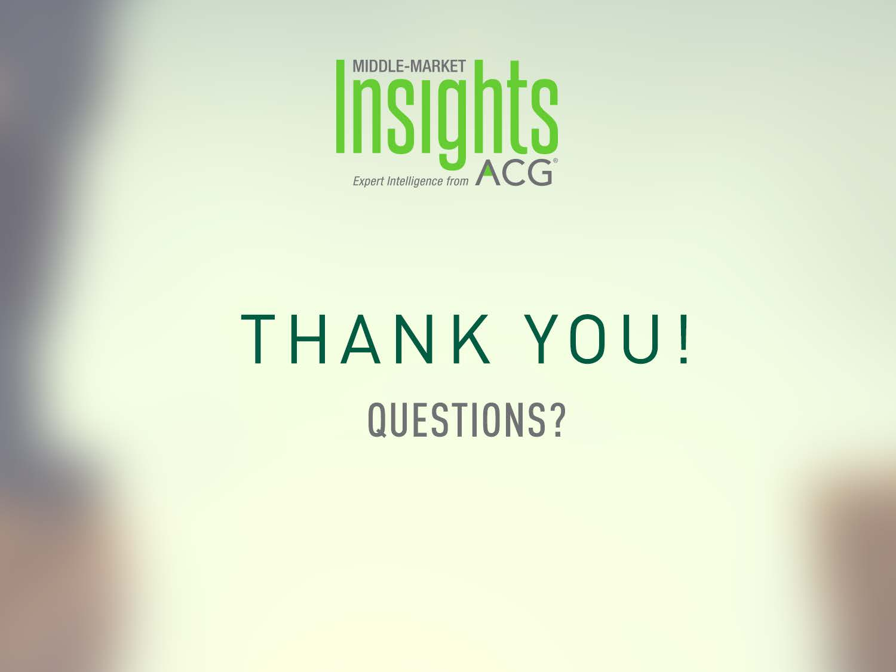MIDDLE-MARKET

Insights

Expert Intelligence from ACG®

# THANK YOU!

## QUESTIONS?